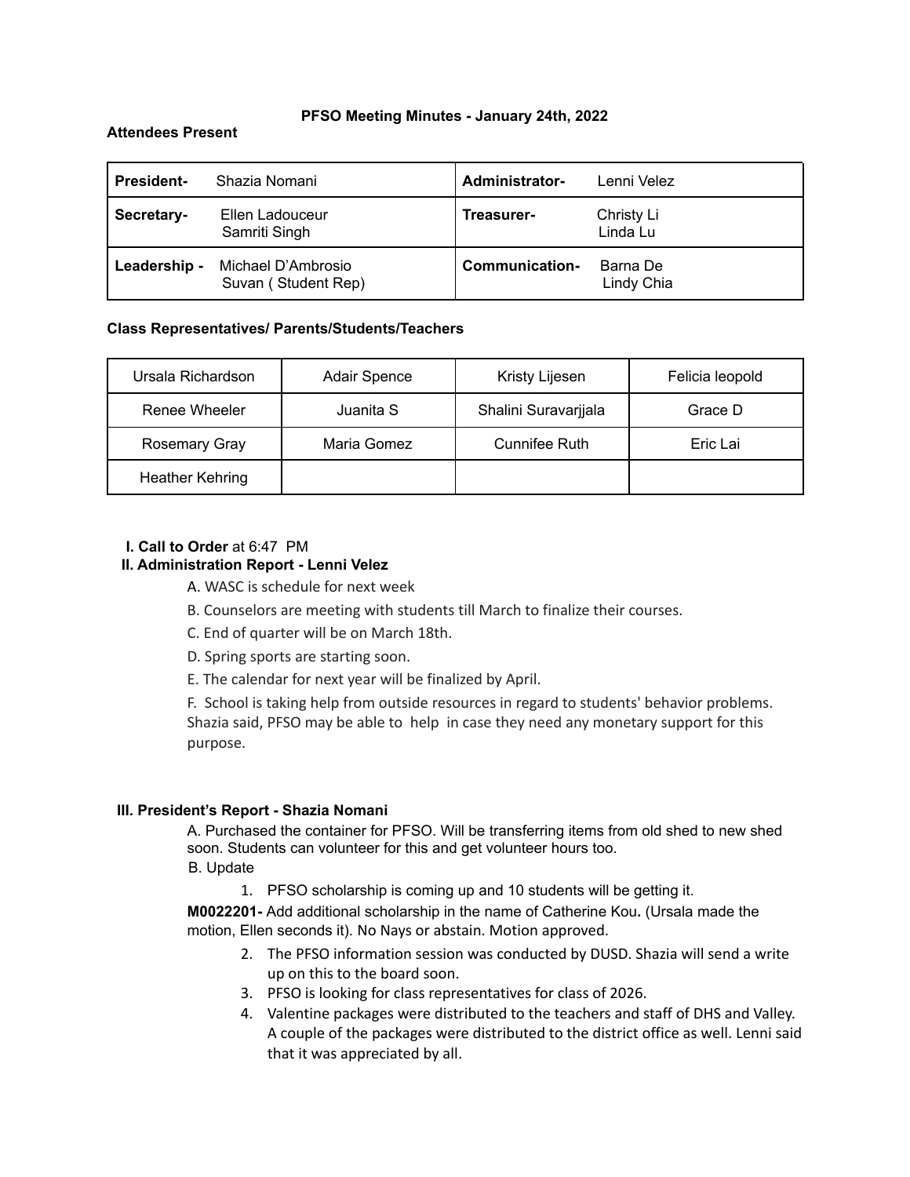**PFSO Meeting Minutes - January 24th, 2022**

**Attendees Present**

| | | | |
|---|---|---|---|
| **President-** | Shazia Nomani | **Administrator-** | Lenni Velez |
| **Secretary-** | Ellen Ladouceur<br>Samriti Singh | **Treasurer-** | Christy Li<br>Linda Lu |
| **Leadership -** | Michael D'Ambrosio<br>Suvan ( Student Rep) | **Communication-** | Barna De<br>Lindy Chia |

**Class Representatives/ Parents/Students/Teachers**

| | | | |
|---|---|---|---|
| Ursala Richardson | Adair Spence | Kristy Lijesen | Felicia leopold |
| Renee Wheeler | Juanita S | Shalini Suravarjjala | Grace D |
| Rosemary Gray | Maria Gomez | Cunnifee Ruth | Eric Lai |
| Heather Kehring | | | |

**I. Call to Order** at 6:47 PM

**II. Administration Report - Lenni Velez**

A. WASC is schedule for next week

B. Counselors are meeting with students till March to finalize their courses.

C. End of quarter will be on March 18th.

D. Spring sports are starting soon.

E. The calendar for next year will be finalized by April.

F. School is taking help from outside resources in regard to students' behavior problems. Shazia said, PFSO may be able to help in case they need any monetary support for this purpose.

**III. President's Report - Shazia Nomani**

A. Purchased the container for PFSO. Will be transferring items from old shed to new shed soon. Students can volunteer for this and get volunteer hours too.

B. Update

1. PFSO scholarship is coming up and 10 students will be getting it.

**M0022201-** Add additional scholarship in the name of Catherine Kou**.** (Ursala made the motion, Ellen seconds it). No Nays or abstain. Motion approved.

2. The PFSO information session was conducted by DUSD. Shazia will send a write up on this to the board soon.
3. PFSO is looking for class representatives for class of 2026.
4. Valentine packages were distributed to the teachers and staff of DHS and Valley. A couple of the packages were distributed to the district office as well. Lenni said that it was appreciated by all.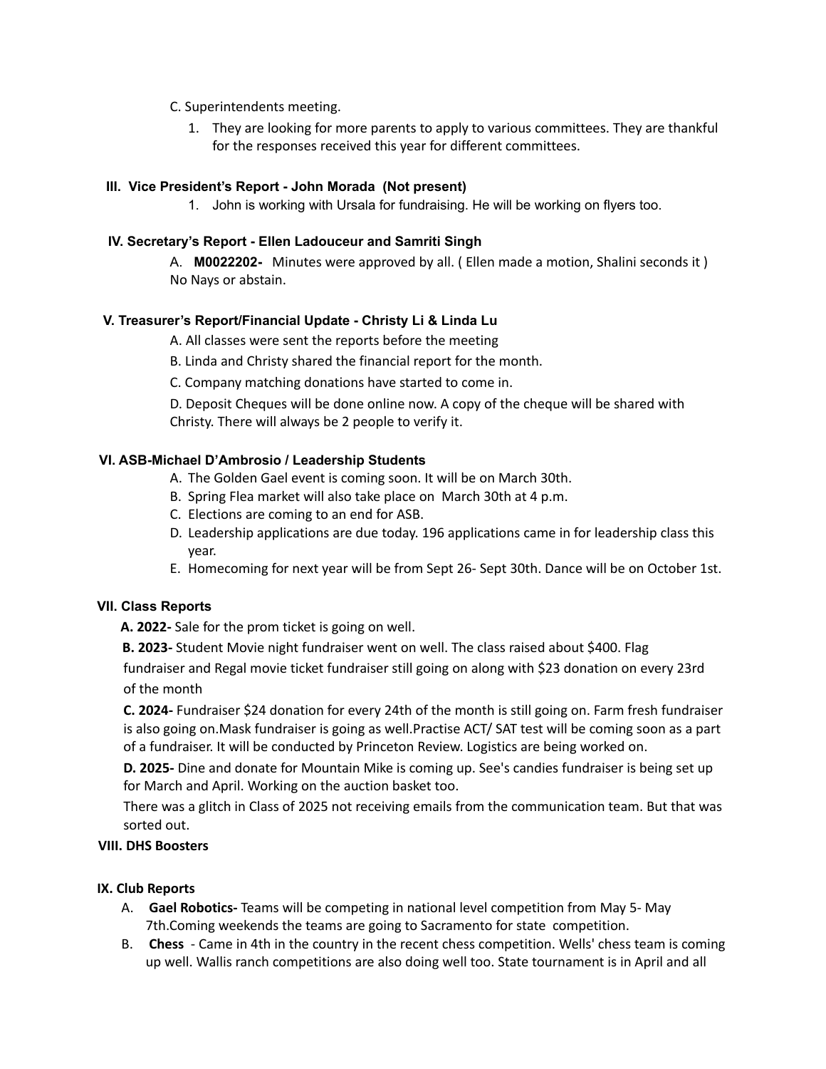C. Superintendents meeting.

1. They are looking for more parents to apply to various committees. They are thankful for the responses received this year for different committees.

## III. Vice President's Report - John Morada (Not present)

1. John is working with Ursala for fundraising. He will be working on flyers too.

## IV. Secretary's Report - Ellen Ladouceur and Samriti Singh

A. **M0022202-** Minutes were approved by all. ( Ellen made a motion, Shalini seconds it ) No Nays or abstain.

## V. Treasurer's Report/Financial Update - Christy Li & Linda Lu

A. All classes were sent the reports before the meeting

B. Linda and Christy shared the financial report for the month.

C. Company matching donations have started to come in.

D. Deposit Cheques will be done online now. A copy of the cheque will be shared with Christy. There will always be 2 people to verify it.

## VI. ASB-Michael D'Ambrosio / Leadership Students

A. The Golden Gael event is coming soon. It will be on March 30th.
B. Spring Flea market will also take place on March 30th at 4 p.m.
C. Elections are coming to an end for ASB.
D. Leadership applications are due today. 196 applications came in for leadership class this year.
E. Homecoming for next year will be from Sept 26- Sept 30th. Dance will be on October 1st.

## VII. Class Reports

**A. 2022-** Sale for the prom ticket is going on well.

**B. 2023-** Student Movie night fundraiser went on well. The class raised about $400. Flag fundraiser and Regal movie ticket fundraiser still going on along with $23 donation on every 23rd of the month

**C. 2024-** Fundraiser $24 donation for every 24th of the month is still going on. Farm fresh fundraiser is also going on.Mask fundraiser is going as well.Practise ACT/ SAT test will be coming soon as a part of a fundraiser. It will be conducted by Princeton Review. Logistics are being worked on.

**D. 2025-** Dine and donate for Mountain Mike is coming up. See's candies fundraiser is being set up for March and April. Working on the auction basket too.

There was a glitch in Class of 2025 not receiving emails from the communication team. But that was sorted out.

## VIII. DHS Boosters

## IX. Club Reports

A. **Gael Robotics-** Teams will be competing in national level competition from May 5- May 7th.Coming weekends the teams are going to Sacramento for state competition.
B. **Chess** - Came in 4th in the country in the recent chess competition. Wells' chess team is coming up well. Wallis ranch competitions are also doing well too. State tournament is in April and all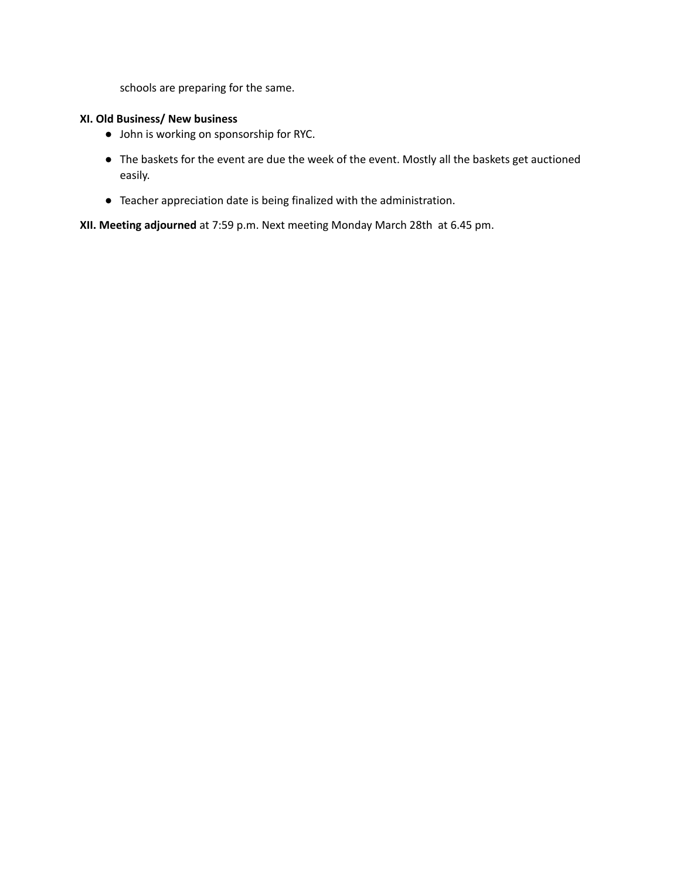schools are preparing for the same.

**XI. Old Business/ New business**

- John is working on sponsorship for RYC.
- The baskets for the event are due the week of the event. Mostly all the baskets get auctioned easily.
- Teacher appreciation date is being finalized with the administration.

**XII. Meeting adjourned** at 7:59 p.m. Next meeting Monday March 28th at 6.45 pm.